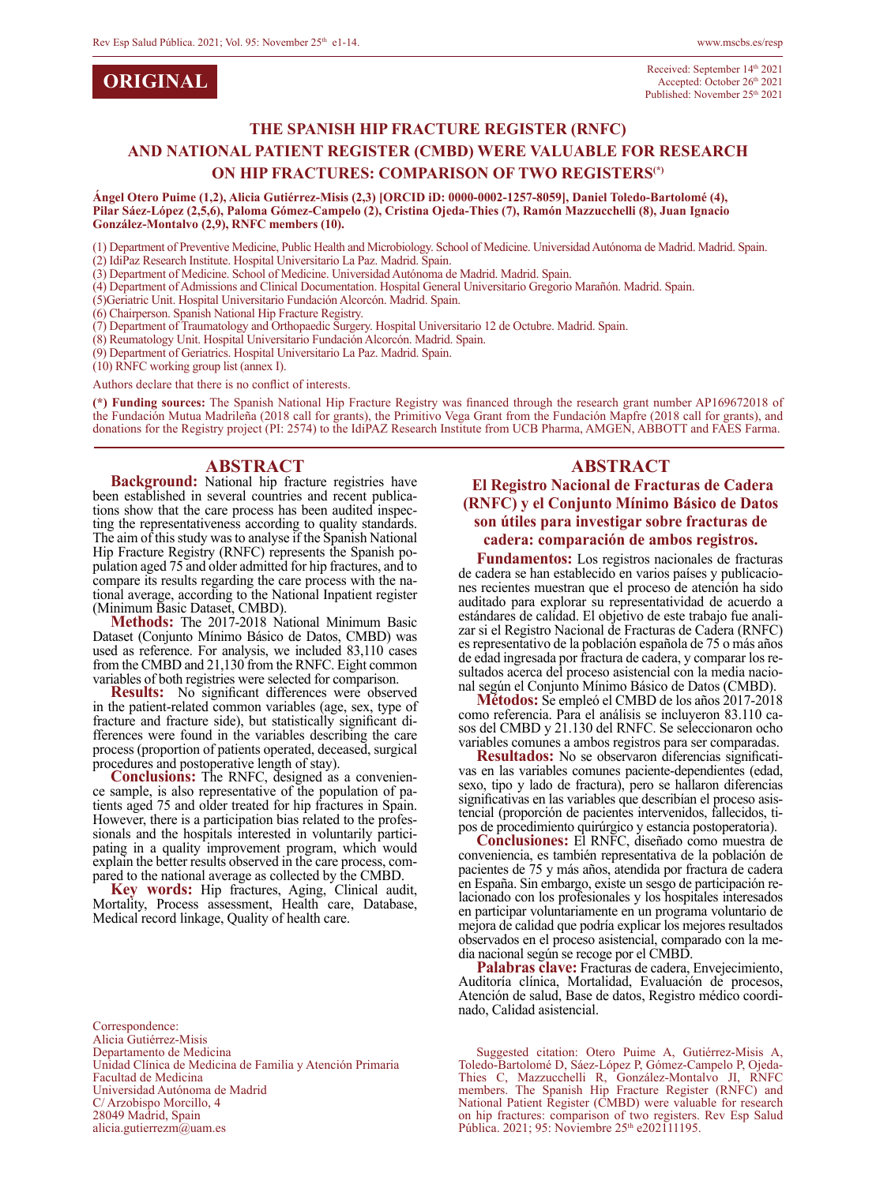**ORIGINAL**

Received: September 14th 2021
Accepted: October 26th 2021
Published: November 25th 2021

# THE SPANISH HIP FRACTURE REGISTER (RNFC) AND NATIONAL PATIENT REGISTER (CMBD) WERE VALUABLE FOR RESEARCH ON HIP FRACTURES: COMPARISON OF TWO REGISTERS(*)

**Ángel Otero Puime (1,2), Alicia Gutiérrez-Misis (2,3) [ORCID iD: 0000-0002-1257-8059], Daniel Toledo-Bartolomé (4), Pilar Sáez-López (2,5,6), Paloma Gómez-Campelo (2), Cristina Ojeda-Thies (7), Ramón Mazzucchelli (8), Juan Ignacio González-Montalvo (2,9), RNFC members (10).**

(1) Department of Preventive Medicine, Public Health and Microbiology. School of Medicine. Universidad Autónoma de Madrid. Madrid. Spain.
(2) IdiPaz Research Institute. Hospital Universitario La Paz. Madrid. Spain.
(3) Department of Medicine. School of Medicine. Universidad Autónoma de Madrid. Madrid. Spain.
(4) Department of Admissions and Clinical Documentation. Hospital General Universitario Gregorio Marañón. Madrid. Spain.
(5)Geriatric Unit. Hospital Universitario Fundación Alcorcón. Madrid. Spain.
(6) Chairperson. Spanish National Hip Fracture Registry.
(7) Department of Traumatology and Orthopaedic Surgery. Hospital Universitario 12 de Octubre. Madrid. Spain.
(8) Reumatology Unit. Hospital Universitario Fundación Alcorcón. Madrid. Spain.
(9) Department of Geriatrics. Hospital Universitario La Paz. Madrid. Spain.
(10) RNFC working group list (annex I).

Authors declare that there is no conflict of interests.

**(*) Funding sources:** The Spanish National Hip Fracture Registry was financed through the research grant number AP169672018 of the Fundación Mutua Madrileña (2018 call for grants), the Primitivo Vega Grant from the Fundación Mapfre (2018 call for grants), and donations for the Registry project (PI: 2574) to the IdiPAZ Research Institute from UCB Pharma, AMGEN, ABBOTT and FAES Farma.

## ABSTRACT

**Background:** National hip fracture registries have been established in several countries and recent publications show that the care process has been audited inspecting the representativeness according to quality standards. The aim of this study was to analyse if the Spanish National Hip Fracture Registry (RNFC) represents the Spanish population aged 75 and older admitted for hip fractures, and to compare its results regarding the care process with the national average, according to the National Inpatient register (Minimum Basic Dataset, CMBD).

**Methods:** The 2017-2018 National Minimum Basic Dataset (Conjunto Mínimo Básico de Datos, CMBD) was used as reference. For analysis, we included 83,110 cases from the CMBD and 21,130 from the RNFC. Eight common variables of both registries were selected for comparison.

**Results:** No significant differences were observed in the patient-related common variables (age, sex, type of fracture and fracture side), but statistically significant differences were found in the variables describing the care process (proportion of patients operated, deceased, surgical procedures and postoperative length of stay).

**Conclusions:** The RNFC, designed as a convenience sample, is also representative of the population of patients aged 75 and older treated for hip fractures in Spain. However, there is a participation bias related to the professionals and the hospitals interested in voluntarily participating in a quality improvement program, which would explain the better results observed in the care process, compared to the national average as collected by the CMBD.

**Key words:** Hip fractures, Aging, Clinical audit, Mortality, Process assessment, Health care, Database, Medical record linkage, Quality of health care.

## ABSTRACT

### El Registro Nacional de Fracturas de Cadera (RNFC) y el Conjunto Mínimo Básico de Datos son útiles para investigar sobre fracturas de cadera: comparación de ambos registros.

**Fundamentos:** Los registros nacionales de fracturas de cadera se han establecido en varios países y publicaciones recientes muestran que el proceso de atención ha sido auditado para explorar su representatividad de acuerdo a estándares de calidad. El objetivo de este trabajo fue analizar si el Registro Nacional de Fracturas de Cadera (RNFC) es representativo de la población española de 75 o más años de edad ingresada por fractura de cadera, y comparar los resultados acerca del proceso asistencial con la media nacional según el Conjunto Mínimo Básico de Datos (CMBD).

**Métodos:** Se empleó el CMBD de los años 2017-2018 como referencia. Para el análisis se incluyeron 83.110 casos del CMBD y 21.130 del RNFC. Se seleccionaron ocho variables comunes a ambos registros para ser comparadas.

**Resultados:** No se observaron diferencias significativas en las variables comunes paciente-dependientes (edad, sexo, tipo y lado de fractura), pero se hallaron diferencias significativas en las variables que describían el proceso asistencial (proporción de pacientes intervenidos, fallecidos, tipos de procedimiento quirúrgico y estancia postoperatoria).

**Conclusiones:** El RNFC, diseñado como muestra de conveniencia, es también representativa de la población de pacientes de 75 y más años, atendida por fractura de cadera en España. Sin embargo, existe un sesgo de participación relacionado con los profesionales y los hospitales interesados en participar voluntariamente en un programa voluntario de mejora de calidad que podría explicar los mejores resultados observados en el proceso asistencial, comparado con la media nacional según se recoge por el CMBD.

**Palabras clave:** Fracturas de cadera, Envejecimiento, Auditoría clínica, Mortalidad, Evaluación de procesos, Atención de salud, Base de datos, Registro médico coordinado, Calidad asistencial.

Correspondence:
Alicia Gutiérrez-Misis
Departamento de Medicina
Unidad Clínica de Medicina de Familia y Atención Primaria
Facultad de Medicina
Universidad Autónoma de Madrid
C/ Arzobispo Morcillo, 4
28049 Madrid, Spain
alicia.gutierrezm@uam.es

Suggested citation: Otero Puime A, Gutiérrez-Misis A, Toledo-Bartolomé D, Sáez-López P, Gómez-Campelo P, Ojeda-Thies C, Mazzucchelli R, González-Montalvo JI, RNFC members. The Spanish Hip Fracture Register (RNFC) and National Patient Register (CMBD) were valuable for research on hip fractures: comparison of two registers. Rev Esp Salud Pública. 2021; 95: Noviembre 25th e202111195.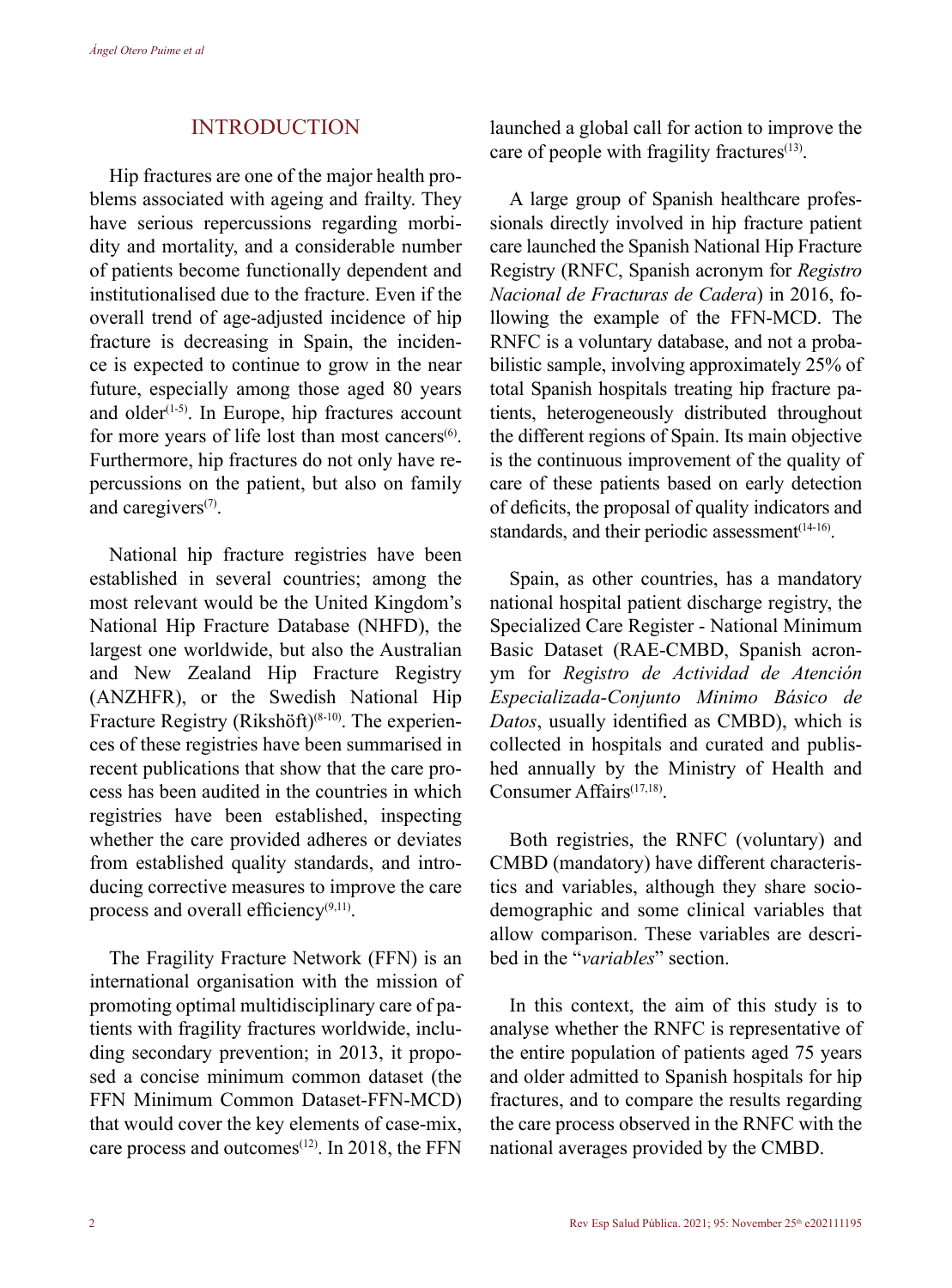## INTRODUCTION

Hip fractures are one of the major health problems associated with ageing and frailty. They have serious repercussions regarding morbidity and mortality, and a considerable number of patients become functionally dependent and institutionalised due to the fracture. Even if the overall trend of age-adjusted incidence of hip fracture is decreasing in Spain, the incidence is expected to continue to grow in the near future, especially among those aged 80 years and older[1-5]. In Europe, hip fractures account for more years of life lost than most cancers[6]. Furthermore, hip fractures do not only have repercussions on the patient, but also on family and caregivers[7].

National hip fracture registries have been established in several countries; among the most relevant would be the United Kingdom's National Hip Fracture Database (NHFD), the largest one worldwide, but also the Australian and New Zealand Hip Fracture Registry (ANZHFR), or the Swedish National Hip Fracture Registry (Rikshöft)[8-10]. The experiences of these registries have been summarised in recent publications that show that the care process has been audited in the countries in which registries have been established, inspecting whether the care provided adheres or deviates from established quality standards, and introducing corrective measures to improve the care process and overall efficiency[9,11].

The Fragility Fracture Network (FFN) is an international organisation with the mission of promoting optimal multidisciplinary care of patients with fragility fractures worldwide, including secondary prevention; in 2013, it proposed a concise minimum common dataset (the FFN Minimum Common Dataset-FFN-MCD) that would cover the key elements of case-mix, care process and outcomes[12]. In 2018, the FFN launched a global call for action to improve the care of people with fragility fractures[13].

A large group of Spanish healthcare professionals directly involved in hip fracture patient care launched the Spanish National Hip Fracture Registry (RNFC, Spanish acronym for *Registro Nacional de Fracturas de Cadera*) in 2016, following the example of the FFN-MCD. The RNFC is a voluntary database, and not a probabilistic sample, involving approximately 25% of total Spanish hospitals treating hip fracture patients, heterogeneously distributed throughout the different regions of Spain. Its main objective is the continuous improvement of the quality of care of these patients based on early detection of deficits, the proposal of quality indicators and standards, and their periodic assessment[14-16].

Spain, as other countries, has a mandatory national hospital patient discharge registry, the Specialized Care Register - National Minimum Basic Dataset (RAE-CMBD, Spanish acronym for *Registro de Actividad de Atención Especializada-Conjunto Minimo Básico de Datos*, usually identified as CMBD), which is collected in hospitals and curated and published annually by the Ministry of Health and Consumer Affairs[17,18].

Both registries, the RNFC (voluntary) and CMBD (mandatory) have different characteristics and variables, although they share sociodemographic and some clinical variables that allow comparison. These variables are described in the "*variables*" section.

In this context, the aim of this study is to analyse whether the RNFC is representative of the entire population of patients aged 75 years and older admitted to Spanish hospitals for hip fractures, and to compare the results regarding the care process observed in the RNFC with the national averages provided by the CMBD.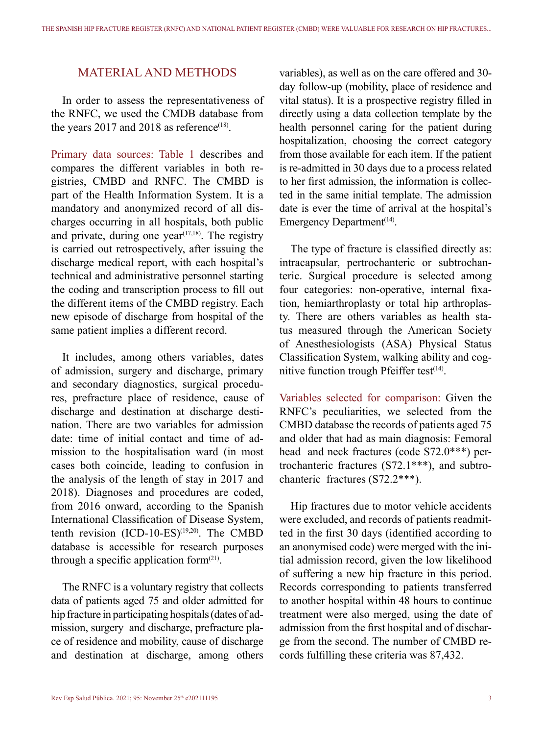## MATERIAL AND METHODS

In order to assess the representativeness of the RNFC, we used the CMDB database from the years 2017 and 2018 as reference[18].

Primary data sources: Table 1 describes and compares the different variables in both registries, CMBD and RNFC. The CMBD is part of the Health Information System. It is a mandatory and anonymized record of all discharges occurring in all hospitals, both public and private, during one year[17,18]. The registry is carried out retrospectively, after issuing the discharge medical report, with each hospital's technical and administrative personnel starting the coding and transcription process to fill out the different items of the CMBD registry. Each new episode of discharge from hospital of the same patient implies a different record.

It includes, among others variables, dates of admission, surgery and discharge, primary and secondary diagnostics, surgical procedures, prefracture place of residence, cause of discharge and destination at discharge destination. There are two variables for admission date: time of initial contact and time of admission to the hospitalisation ward (in most cases both coincide, leading to confusion in the analysis of the length of stay in 2017 and 2018). Diagnoses and procedures are coded, from 2016 onward, according to the Spanish International Classification of Disease System, tenth revision (ICD-10-ES)[19,20]. The CMBD database is accessible for research purposes through a specific application form[21].

The RNFC is a voluntary registry that collects data of patients aged 75 and older admitted for hip fracture in participating hospitals (dates of admission, surgery and discharge, prefracture place of residence and mobility, cause of discharge and destination at discharge, among others variables), as well as on the care offered and 30-day follow-up (mobility, place of residence and vital status). It is a prospective registry filled in directly using a data collection template by the health personnel caring for the patient during hospitalization, choosing the correct category from those available for each item. If the patient is re-admitted in 30 days due to a process related to her first admission, the information is collected in the same initial template. The admission date is ever the time of arrival at the hospital's Emergency Department[14].

The type of fracture is classified directly as: intracapsular, pertrochanteric or subtrochanteric. Surgical procedure is selected among four categories: non-operative, internal fixation, hemiarthroplasty or total hip arthroplasty. There are others variables as health status measured through the American Society of Anesthesiologists (ASA) Physical Status Classification System, walking ability and cognitive function trough Pfeiffer test[14].

Variables selected for comparison: Given the RNFC's peculiarities, we selected from the CMBD database the records of patients aged 75 and older that had as main diagnosis: Femoral head and neck fractures (code S72.0***) pertrochanteric fractures (S72.1***), and subtrochanteric fractures (S72.2***).

Hip fractures due to motor vehicle accidents were excluded, and records of patients readmitted in the first 30 days (identified according to an anonymised code) were merged with the initial admission record, given the low likelihood of suffering a new hip fracture in this period. Records corresponding to patients transferred to another hospital within 48 hours to continue treatment were also merged, using the date of admission from the first hospital and of discharge from the second. The number of CMBD records fulfilling these criteria was 87,432.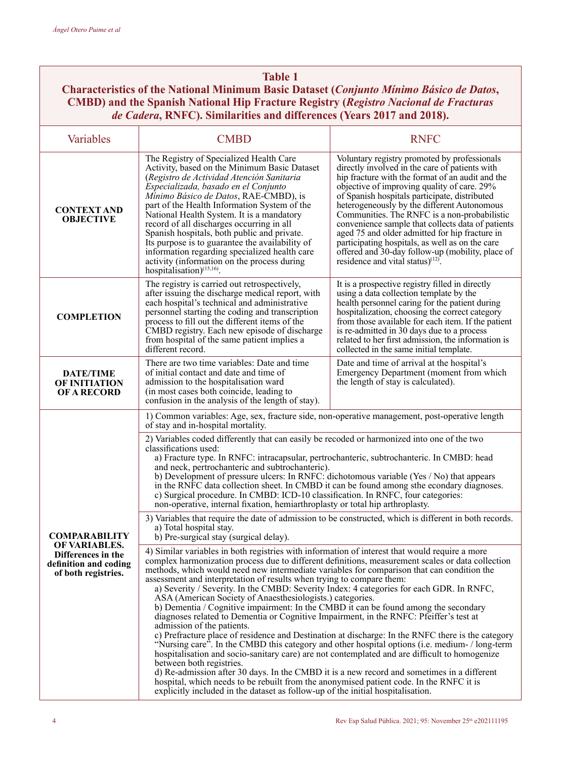**Table 1**
**Characteristics of the National Minimum Basic Dataset (*Conjunto Mínimo Básico de Datos*, CMBD) and the Spanish National Hip Fracture Registry (*Registro Nacional de Fracturas de Cadera*, RNFC). Similarities and differences (Years 2017 and 2018).**

| Variables | CMBD | RNFC |
|---|---|---|
| **CONTEXT AND OBJECTIVE** | The Registry of Specialized Health Care Activity, based on the Minimum Basic Dataset (*Registro de Actividad Atención Sanitaria Especializada, basado en el Conjunto Mínimo Básico de Datos*, RAE-CMBD), is part of the Health Information System of the National Health System. It is a mandatory record of all discharges occurring in all Spanish hospitals, both public and private. Its purpose is to guarantee the availability of information regarding specialized health care activity (information on the process during hospitalisation)[15,16]. | Voluntary registry promoted by professionals directly involved in the care of patients with hip fracture with the format of an audit and the objective of improving quality of care. 29% of Spanish hospitals participate, distributed heterogeneously by the different Autonomous Communities. The RNFC is a non-probabilistic convenience sample that collects data of patients aged 75 and older admitted for hip fracture in participating hospitals, as well as on the care offered and 30-day follow-up (mobility, place of residence and vital status)[12]. |
| **COMPLETION** | The registry is carried out retrospectively, after issuing the discharge medical report, with each hospital's technical and administrative personnel starting the coding and transcription process to fill out the different items of the CMBD registry. Each new episode of discharge from hospital of the same patient implies a different record. | It is a prospective registry filled in directly using a data collection template by the health personnel caring for the patient during hospitalization, choosing the correct category from those available for each item. If the patient is re-admitted in 30 days due to a process related to her first admission, the information is collected in the same initial template. |
| **DATE/TIME OF INITIATION OF A RECORD** | There are two time variables: Date and time of initial contact and date and time of admission to the hospitalisation ward (in most cases both coincide, leading to confusion in the analysis of the length of stay). | Date and time of arrival at the hospital's Emergency Department (moment from which the length of stay is calculated). |
| **COMPARABILITY OF VARIABLES.** **Differences in the definition and coding of both registries.** | 1) Common variables: Age, sex, fracture side, non-operative management, post-operative length of stay and in-hospital mortality. | |
| | 2) Variables coded differently that can easily be recoded or harmonized into one of the two classifications used:<br>a) Fracture type. In RNFC: intracapsular, pertrochanteric, subtrochanteric. In CMBD: head and neck, pertrochanteric and subtrochanteric).<br>b) Development of pressure ulcers: In RNFC: dichotomous variable (Yes / No) that appears in the RNFC data collection sheet. In CMBD it can be found among sthe econdary diagnoses.<br>c) Surgical procedure. In CMBD: ICD-10 classification. In RNFC, four categories: non-operative, internal fixation, hemiarthroplasty or total hip arthroplasty. | |
| | 3) Variables that require the date of admission to be constructed, which is different in both records.<br>a) Total hospital stay.<br>b) Pre-surgical stay (surgical delay). | |
| | 4) Similar variables in both registries with information of interest that would require a more complex harmonization process due to different definitions, measurement scales or data collection methods, which would need new intermediate variables for comparison that can condition the assessment and interpretation of results when trying to compare them:<br>a) Severity / Severity. In the CMBD: Severity Index: 4 categories for each GDR. In RNFC, ASA (American Society of Anaesthesiologists.) categories.<br>b) Dementia / Cognitive impairment: In the CMBD it can be found among the secondary diagnoses related to Dementia or Cognitive Impairment, in the RNFC: Pfeiffer's test at admission of the patients.<br>c) Prefracture place of residence and Destination at discharge: In the RNFC there is the category "Nursing care". In the CMBD this category and other hospital options (i.e. medium- / long-term hospitalisation and socio-sanitary care) are not contemplated and are difficult to homogenize between both registries.<br>d) Re-admission after 30 days. In the CMBD it is a new record and sometimes in a different hospital, which needs to be rebuilt from the anonymised patient code. In the RNFC it is explicitly included in the dataset as follow-up of the initial hospitalisation. | |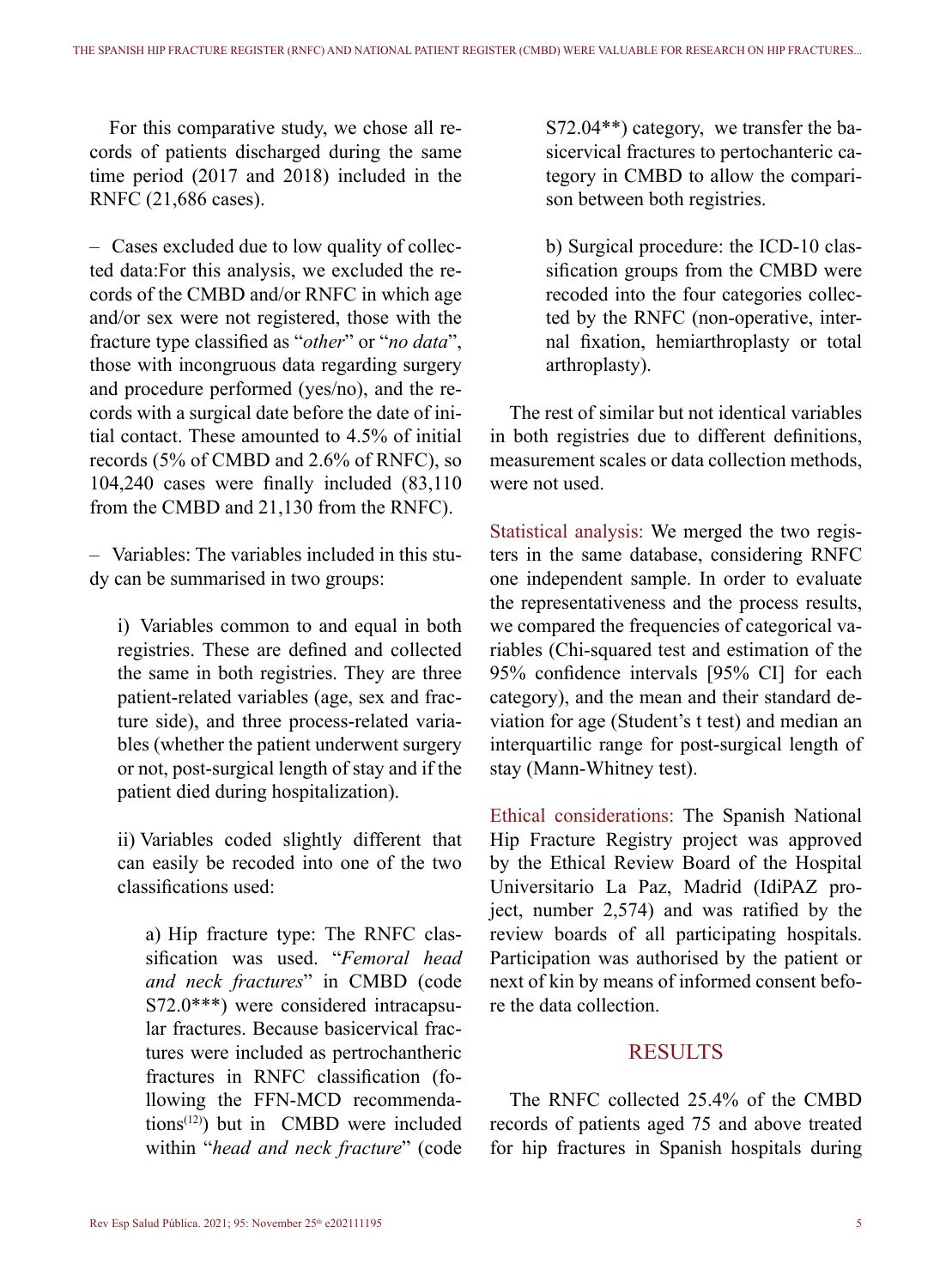For this comparative study, we chose all records of patients discharged during the same time period (2017 and 2018) included in the RNFC (21,686 cases).

– Cases excluded due to low quality of collected data:For this analysis, we excluded the records of the CMBD and/or RNFC in which age and/or sex were not registered, those with the fracture type classified as "*other*" or "*no data*", those with incongruous data regarding surgery and procedure performed (yes/no), and the records with a surgical date before the date of initial contact. These amounted to 4.5% of initial records (5% of CMBD and 2.6% of RNFC), so 104,240 cases were finally included (83,110 from the CMBD and 21,130 from the RNFC).

– Variables: The variables included in this study can be summarised in two groups:

i) Variables common to and equal in both registries. These are defined and collected the same in both registries. They are three patient-related variables (age, sex and fracture side), and three process-related variables (whether the patient underwent surgery or not, post-surgical length of stay and if the patient died during hospitalization).

ii) Variables coded slightly different that can easily be recoded into one of the two classifications used:

a) Hip fracture type: The RNFC classification was used. "*Femoral head and neck fractures*" in CMBD (code S72.0***) were considered intracapsular fractures. Because basicervical fractures were included as pertrochantheric fractures in RNFC classification (following the FFN-MCD recommendations[12]) but in CMBD were included within "*head and neck fracture*" (code S72.04**) category, we transfer the basicervical fractures to pertochanteric category in CMBD to allow the comparison between both registries.

b) Surgical procedure: the ICD-10 classification groups from the CMBD were recoded into the four categories collected by the RNFC (non-operative, internal fixation, hemiarthroplasty or total arthroplasty).

The rest of similar but not identical variables in both registries due to different definitions, measurement scales or data collection methods, were not used.

Statistical analysis: We merged the two registers in the same database, considering RNFC one independent sample. In order to evaluate the representativeness and the process results, we compared the frequencies of categorical variables (Chi-squared test and estimation of the 95% confidence intervals [95% CI] for each category), and the mean and their standard deviation for age (Student's t test) and median an interquartilic range for post-surgical length of stay (Mann-Whitney test).

Ethical considerations: The Spanish National Hip Fracture Registry project was approved by the Ethical Review Board of the Hospital Universitario La Paz, Madrid (IdiPAZ project, number 2,574) and was ratified by the review boards of all participating hospitals. Participation was authorised by the patient or next of kin by means of informed consent before the data collection.

## RESULTS

The RNFC collected 25.4% of the CMBD records of patients aged 75 and above treated for hip fractures in Spanish hospitals during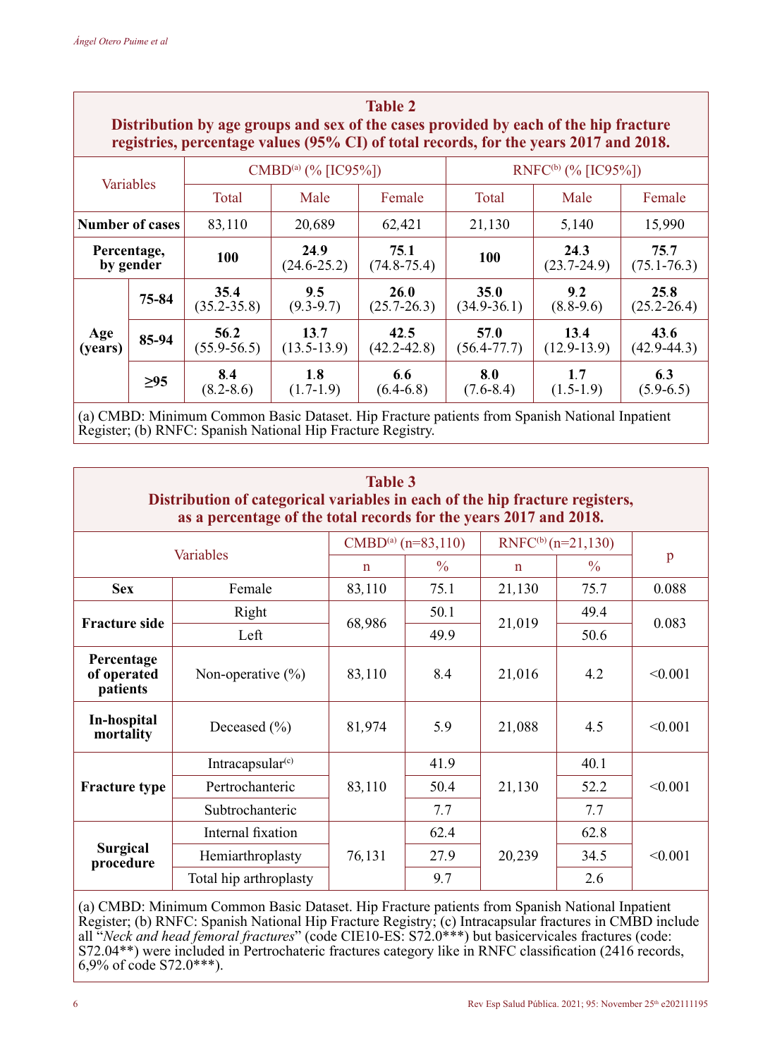**Table 2**
**Distribution by age groups and sex of the cases provided by each of the hip fracture registries, percentage values (95% CI) of total records, for the years 2017 and 2018.**

| Variables | | CMBD[(a)] (% [IC95%]) | | | RNFC[(b)] (% [IC95%]) | | |
|---|---|---|---|---|---|---|---|
| | | Total | Male | Female | Total | Male | Female |
| **Number of cases** | | 83,110 | 20,689 | 62,421 | 21,130 | 5,140 | 15,990 |
| **Percentage, by gender** | | **100** | **24.9** (24.6-25.2) | **75.1** (74.8-75.4) | **100** | **24.3** (23.7-24.9) | **75.7** (75.1-76.3) |
| **Age (years)** | **75-84** | **35.4** (35.2-35.8) | **9.5** (9.3-9.7) | **26.0** (25.7-26.3) | **35.0** (34.9-36.1) | **9.2** (8.8-9.6) | **25.8** (25.2-26.4) |
| | **85-94** | **56.2** (55.9-56.5) | **13.7** (13.5-13.9) | **42.5** (42.2-42.8) | **57.0** (56.4-77.7) | **13.4** (12.9-13.9) | **43.6** (42.9-44.3) |
| | **≥95** | **8.4** (8.2-8.6) | **1.8** (1.7-1.9) | **6.6** (6.4-6.8) | **8.0** (7.6-8.4) | **1.7** (1.5-1.9) | **6.3** (5.9-6.5) |

(a) CMBD: Minimum Common Basic Dataset. Hip Fracture patients from Spanish National Inpatient Register; (b) RNFC: Spanish National Hip Fracture Registry.

**Table 3**
**Distribution of categorical variables in each of the hip fracture registers, as a percentage of the total records for the years 2017 and 2018.**

| Variables | | CMBD[(a)] (n=83,110) | | RNFC[(b)] (n=21,130) | | p |
|---|---|---|---|---|---|---|
| | | n | % | n | % | |
| **Sex** | Female | 83,110 | 75.1 | 21,130 | 75.7 | 0.088 |
| **Fracture side** | Right | 68,986 | 50.1 | 21,019 | 49.4 | 0.083 |
| | Left | | 49.9 | | 50.6 | |
| **Percentage of operated patients** | Non-operative (%) | 83,110 | 8.4 | 21,016 | 4.2 | <0.001 |
| **In-hospital mortality** | Deceased (%) | 81,974 | 5.9 | 21,088 | 4.5 | <0.001 |
| **Fracture type** | Intracapsular[(c)] | 83,110 | 41.9 | 21,130 | 40.1 | <0.001 |
| | Pertrochanteric | | 50.4 | | 52.2 | |
| | Subtrochanteric | | 7.7 | | 7.7 | |
| **Surgical procedure** | Internal fixation | 76,131 | 62.4 | 20,239 | 62.8 | <0.001 |
| | Hemiarthroplasty | | 27.9 | | 34.5 | |
| | Total hip arthroplasty | | 9.7 | | 2.6 | |

(a) CMBD: Minimum Common Basic Dataset. Hip Fracture patients from Spanish National Inpatient Register; (b) RNFC: Spanish National Hip Fracture Registry; (c) Intracapsular fractures in CMBD include all "*Neck and head femoral fractures*" (code CIE10-ES: S72.0***) but basicervicales fractures (code: S72.04**) were included in Pertrochateric fractures category like in RNFC classification (2416 records, 6,9% of code S72.0***).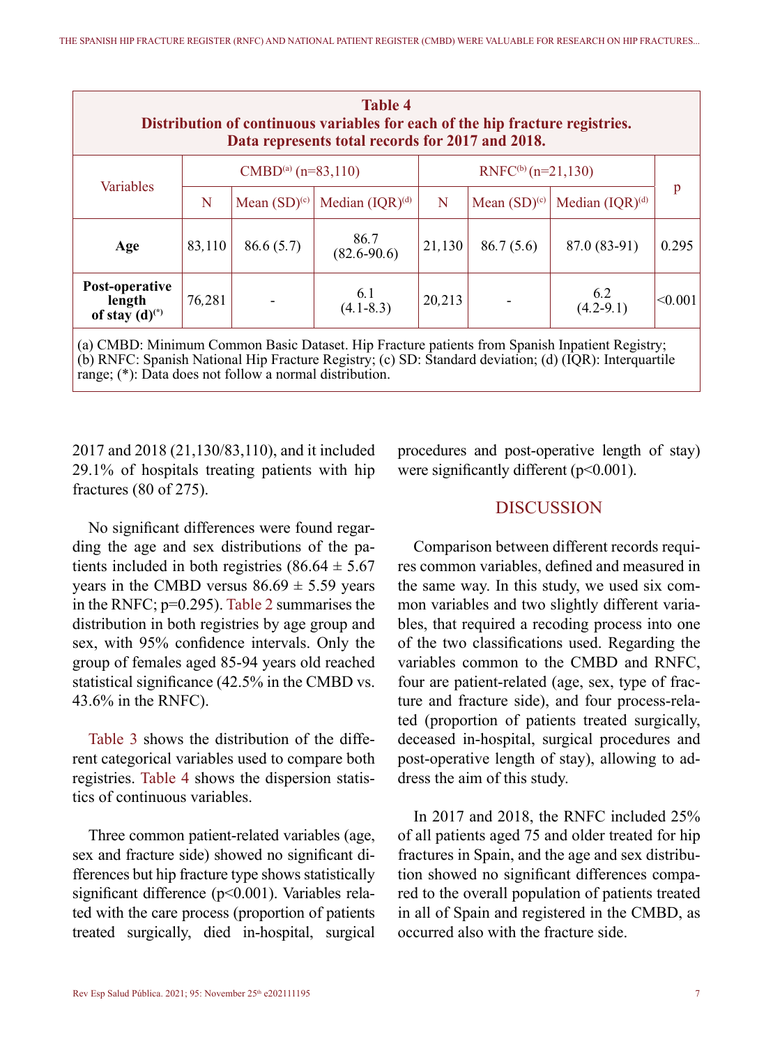**Table 4**
**Distribution of continuous variables for each of the hip fracture registries. Data represents total records for 2017 and 2018.**

| Variables | CMBD[(a)] (n=83,110) | | | RNFC[(b)] (n=21,130) | | | p |
|---|---|---|---|---|---|---|---|
| | N | Mean (SD)[(c)] | Median (IQR)[(d)] | N | Mean (SD)[(c)] | Median (IQR)[(d)] | |
| **Age** | 83,110 | 86.6 (5.7) | 86.7 (82.6-90.6) | 21,130 | 86.7 (5.6) | 87.0 (83-91) | 0.295 |
| **Post-operative length of stay (d)**[(*)] | 76,281 | - | 6.1 (4.1-8.3) | 20,213 | - | 6.2 (4.2-9.1) | <0.001 |

(a) CMBD: Minimum Common Basic Dataset. Hip Fracture patients from Spanish Inpatient Registry; (b) RNFC: Spanish National Hip Fracture Registry; (c) SD: Standard deviation; (d) (IQR): Interquartile range; (*): Data does not follow a normal distribution.

2017 and 2018 (21,130/83,110), and it included 29.1% of hospitals treating patients with hip fractures (80 of 275).

No significant differences were found regarding the age and sex distributions of the patients included in both registries ($86.64 \pm 5.67$ years in the CMBD versus $86.69 \pm 5.59$ years in the RNFC; p=0.295). Table 2 summarises the distribution in both registries by age group and sex, with 95% confidence intervals. Only the group of females aged 85-94 years old reached statistical significance (42.5% in the CMBD vs. 43.6% in the RNFC).

Table 3 shows the distribution of the different categorical variables used to compare both registries. Table 4 shows the dispersion statistics of continuous variables.

Three common patient-related variables (age, sex and fracture side) showed no significant differences but hip fracture type shows statistically significant difference (p<0.001). Variables related with the care process (proportion of patients treated surgically, died in-hospital, surgical procedures and post-operative length of stay) were significantly different (p<0.001).

## DISCUSSION

Comparison between different records requires common variables, defined and measured in the same way. In this study, we used six common variables and two slightly different variables, that required a recoding process into one of the two classifications used. Regarding the variables common to the CMBD and RNFC, four are patient-related (age, sex, type of fracture and fracture side), and four process-related (proportion of patients treated surgically, deceased in-hospital, surgical procedures and post-operative length of stay), allowing to address the aim of this study.

In 2017 and 2018, the RNFC included 25% of all patients aged 75 and older treated for hip fractures in Spain, and the age and sex distribution showed no significant differences compared to the overall population of patients treated in all of Spain and registered in the CMBD, as occurred also with the fracture side.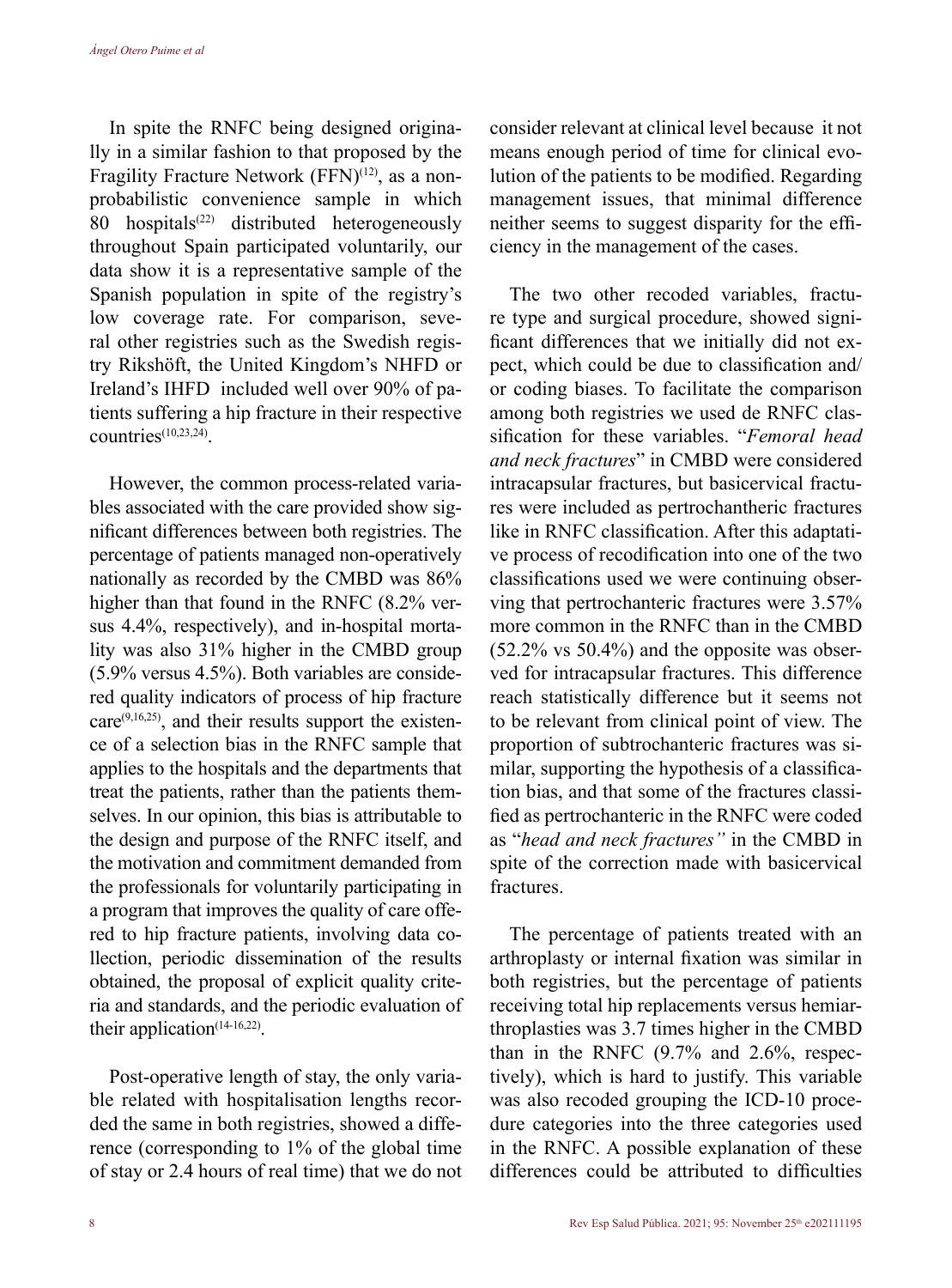In spite the RNFC being designed originally in a similar fashion to that proposed by the Fragility Fracture Network (FFN)[12], as a non-probabilistic convenience sample in which 80 hospitals[22] distributed heterogeneously throughout Spain participated voluntarily, our data show it is a representative sample of the Spanish population in spite of the registry's low coverage rate. For comparison, several other registries such as the Swedish registry Rikshöft, the United Kingdom's NHFD or Ireland's IHFD included well over 90% of patients suffering a hip fracture in their respective countries[10,23,24].

However, the common process-related variables associated with the care provided show significant differences between both registries. The percentage of patients managed non-operatively nationally as recorded by the CMBD was 86% higher than that found in the RNFC (8.2% versus 4.4%, respectively), and in-hospital mortality was also 31% higher in the CMBD group (5.9% versus 4.5%). Both variables are considered quality indicators of process of hip fracture care[9,16,25], and their results support the existence of a selection bias in the RNFC sample that applies to the hospitals and the departments that treat the patients, rather than the patients themselves. In our opinion, this bias is attributable to the design and purpose of the RNFC itself, and the motivation and commitment demanded from the professionals for voluntarily participating in a program that improves the quality of care offered to hip fracture patients, involving data collection, periodic dissemination of the results obtained, the proposal of explicit quality criteria and standards, and the periodic evaluation of their application[14-16,22].

Post-operative length of stay, the only variable related with hospitalisation lengths recorded the same in both registries, showed a difference (corresponding to 1% of the global time of stay or 2.4 hours of real time) that we do not consider relevant at clinical level because it not means enough period of time for clinical evolution of the patients to be modified. Regarding management issues, that minimal difference neither seems to suggest disparity for the efficiency in the management of the cases.

The two other recoded variables, fracture type and surgical procedure, showed significant differences that we initially did not expect, which could be due to classification and/or coding biases. To facilitate the comparison among both registries we used de RNFC classification for these variables. "*Femoral head and neck fractures*" in CMBD were considered intracapsular fractures, but basicervical fractures were included as pertrochantheric fractures like in RNFC classification. After this adaptative process of recodification into one of the two classifications used we were continuing observing that pertrochanteric fractures were 3.57% more common in the RNFC than in the CMBD (52.2% vs 50.4%) and the opposite was observed for intracapsular fractures. This difference reach statistically difference but it seems not to be relevant from clinical point of view. The proportion of subtrochanteric fractures was similar, supporting the hypothesis of a classification bias, and that some of the fractures classified as pertrochanteric in the RNFC were coded as "*head and neck fractures"* in the CMBD in spite of the correction made with basicervical fractures.

The percentage of patients treated with an arthroplasty or internal fixation was similar in both registries, but the percentage of patients receiving total hip replacements versus hemiarthroplasties was 3.7 times higher in the CMBD than in the RNFC (9.7% and 2.6%, respectively), which is hard to justify. This variable was also recoded grouping the ICD-10 procedure categories into the three categories used in the RNFC. A possible explanation of these differences could be attributed to difficulties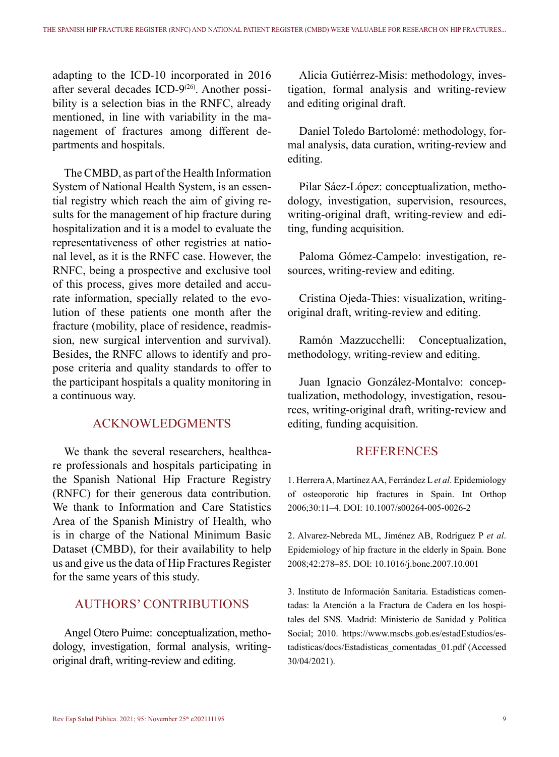adapting to the ICD-10 incorporated in 2016 after several decades ICD-9[26]. Another possibility is a selection bias in the RNFC, already mentioned, in line with variability in the management of fractures among different departments and hospitals.

The CMBD, as part of the Health Information System of National Health System, is an essential registry which reach the aim of giving results for the management of hip fracture during hospitalization and it is a model to evaluate the representativeness of other registries at national level, as it is the RNFC case. However, the RNFC, being a prospective and exclusive tool of this process, gives more detailed and accurate information, specially related to the evolution of these patients one month after the fracture (mobility, place of residence, readmission, new surgical intervention and survival). Besides, the RNFC allows to identify and propose criteria and quality standards to offer to the participant hospitals a quality monitoring in a continuous way.

## ACKNOWLEDGMENTS

We thank the several researchers, healthcare professionals and hospitals participating in the Spanish National Hip Fracture Registry (RNFC) for their generous data contribution. We thank to Information and Care Statistics Area of the Spanish Ministry of Health, who is in charge of the National Minimum Basic Dataset (CMBD), for their availability to help us and give us the data of Hip Fractures Register for the same years of this study.

## AUTHORS' CONTRIBUTIONS

Angel Otero Puime: conceptualization, methodology, investigation, formal analysis, writing-original draft, writing-review and editing.

Alicia Gutiérrez-Misis: methodology, investigation, formal analysis and writing-review and editing original draft.

Daniel Toledo Bartolomé: methodology, formal analysis, data curation, writing-review and editing.

Pilar Sáez-López: conceptualization, methodology, investigation, supervision, resources, writing-original draft, writing-review and editing, funding acquisition.

Paloma Gómez-Campelo: investigation, resources, writing-review and editing.

Cristina Ojeda-Thies: visualization, writing-original draft, writing-review and editing.

Ramón Mazzucchelli: Conceptualization, methodology, writing-review and editing.

Juan Ignacio González-Montalvo: conceptualization, methodology, investigation, resources, writing-original draft, writing-review and editing, funding acquisition.

## REFERENCES

1. Herrera A, Martínez AA, Ferrández L *et al*. Epidemiology of osteoporotic hip fractures in Spain. Int Orthop 2006;30:11–4. DOI: 10.1007/s00264-005-0026-2

2. Alvarez-Nebreda ML, Jiménez AB, Rodríguez P *et al*. Epidemiology of hip fracture in the elderly in Spain. Bone 2008;42:278–85. DOI: 10.1016/j.bone.2007.10.001

3. Instituto de Información Sanitaria. Estadísticas comentadas: la Atención a la Fractura de Cadera en los hospitales del SNS. Madrid: Ministerio de Sanidad y Política Social; 2010. https://www.mscbs.gob.es/estadEstudios/estadisticas/docs/Estadisticas_comentadas_01.pdf (Accessed 30/04/2021).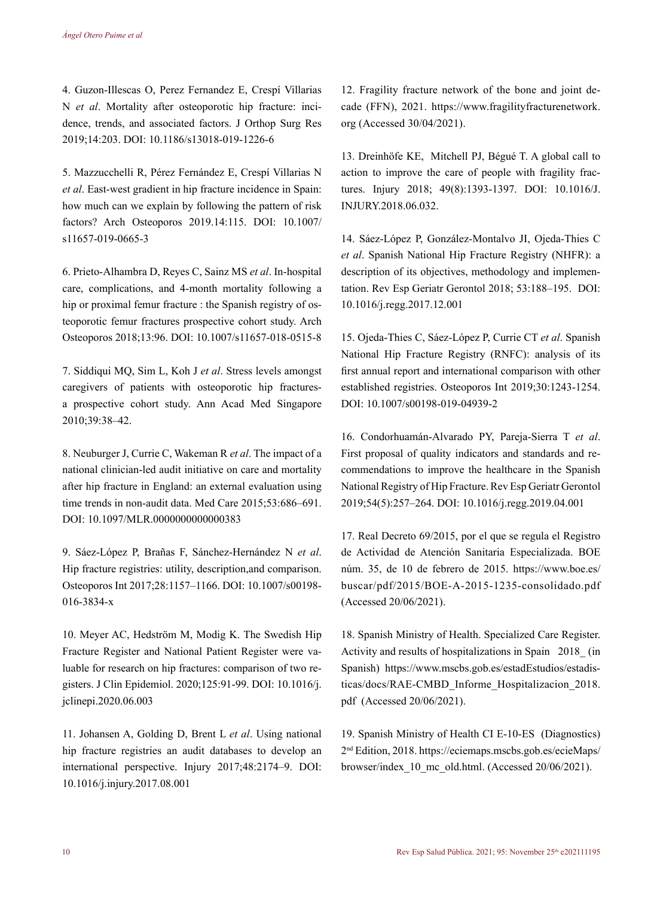4. Guzon-Illescas O, Perez Fernandez E, Crespí Villarias N *et al*. Mortality after osteoporotic hip fracture: incidence, trends, and associated factors. J Orthop Surg Res 2019;14:203. DOI: 10.1186/s13018-019-1226-6

5. Mazzucchelli R, Pérez Fernández E, Crespí Villarias N *et al*. East-west gradient in hip fracture incidence in Spain: how much can we explain by following the pattern of risk factors? Arch Osteoporos 2019.14:115. DOI: 10.1007/s11657-019-0665-3

6. Prieto-Alhambra D, Reyes C, Sainz MS *et al*. In-hospital care, complications, and 4-month mortality following a hip or proximal femur fracture : the Spanish registry of osteoporotic femur fractures prospective cohort study. Arch Osteoporos 2018;13:96. DOI: 10.1007/s11657-018-0515-8

7. Siddiqui MQ, Sim L, Koh J *et al*. Stress levels amongst caregivers of patients with osteoporotic hip fractures-a prospective cohort study. Ann Acad Med Singapore 2010;39:38–42.

8. Neuburger J, Currie C, Wakeman R *et al*. The impact of a national clinician-led audit initiative on care and mortality after hip fracture in England: an external evaluation using time trends in non-audit data. Med Care 2015;53:686–691. DOI: 10.1097/MLR.0000000000000383

9. Sáez-López P, Brañas F, Sánchez-Hernández N *et al*. Hip fracture registries: utility, description,and comparison. Osteoporos Int 2017;28:1157–1166. DOI: 10.1007/s00198-016-3834-x

10. Meyer AC, Hedström M, Modig K. The Swedish Hip Fracture Register and National Patient Register were valuable for research on hip fractures: comparison of two registers. J Clin Epidemiol. 2020;125:91-99. DOI: 10.1016/j.jclinepi.2020.06.003

11. Johansen A, Golding D, Brent L *et al*. Using national hip fracture registries an audit databases to develop an international perspective. Injury 2017;48:2174–9. DOI: 10.1016/j.injury.2017.08.001

12. Fragility fracture network of the bone and joint decade (FFN), 2021. https://www.fragilityfracturenetwork.org (Accessed 30/04/2021).

13. Dreinhöfe KE, Mitchell PJ, Bégué T. A global call to action to improve the care of people with fragility fractures. Injury 2018; 49(8):1393-1397. DOI: 10.1016/J.INJURY.2018.06.032.

14. Sáez-López P, González-Montalvo JI, Ojeda-Thies C *et al*. Spanish National Hip Fracture Registry (NHFR): a description of its objectives, methodology and implementation. Rev Esp Geriatr Gerontol 2018; 53:188–195. DOI: 10.1016/j.regg.2017.12.001

15. Ojeda-Thies C, Sáez-López P, Currie CT *et al*. Spanish National Hip Fracture Registry (RNFC): analysis of its first annual report and international comparison with other established registries. Osteoporos Int 2019;30:1243-1254. DOI: 10.1007/s00198-019-04939-2

16. Condorhuamán-Alvarado PY, Pareja-Sierra T *et al*. First proposal of quality indicators and standards and recommendations to improve the healthcare in the Spanish National Registry of Hip Fracture. Rev Esp Geriatr Gerontol 2019;54(5):257–264. DOI: 10.1016/j.regg.2019.04.001

17. Real Decreto 69/2015, por el que se regula el Registro de Actividad de Atención Sanitaria Especializada. BOE núm. 35, de 10 de febrero de 2015. https://www.boe.es/buscar/pdf/2015/BOE-A-2015-1235-consolidado.pdf (Accessed 20/06/2021).

18. Spanish Ministry of Health. Specialized Care Register. Activity and results of hospitalizations in Spain 2018_ (in Spanish) https://www.mscbs.gob.es/estadEstudios/estadisticas/docs/RAE-CMBD_Informe_Hospitalizacion_2018.pdf (Accessed 20/06/2021).

19. Spanish Ministry of Health CI E-10-ES (Diagnostics) 2nd Edition, 2018. https://eciemaps.mscbs.gob.es/ecieMaps/browser/index_10_mc_old.html. (Accessed 20/06/2021).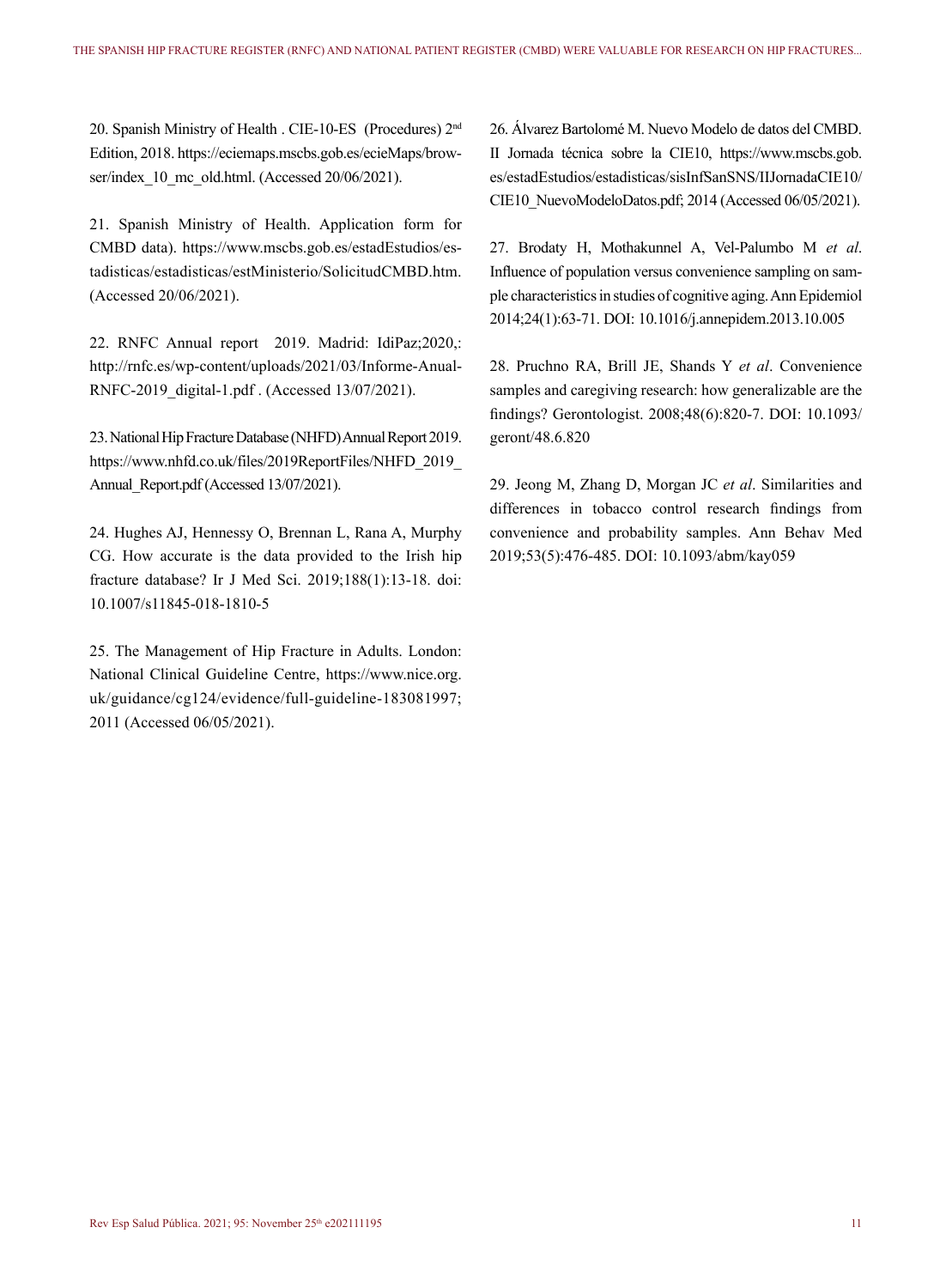20. Spanish Ministry of Health . CIE-10-ES (Procedures) 2nd Edition, 2018. https://eciemaps.mscbs.gob.es/ecieMaps/browser/index_10_mc_old.html. (Accessed 20/06/2021).

21. Spanish Ministry of Health. Application form for CMBD data). https://www.mscbs.gob.es/estadEstudios/estadisticas/estadisticas/estMinisterio/SolicitudCMBD.htm. (Accessed 20/06/2021).

22. RNFC Annual report 2019. Madrid: IdiPaz;2020,: http://rnfc.es/wp-content/uploads/2021/03/Informe-Anual-RNFC-2019_digital-1.pdf . (Accessed 13/07/2021).

23. National Hip Fracture Database (NHFD) Annual Report 2019. https://www.nhfd.co.uk/files/2019ReportFiles/NHFD_2019_Annual_Report.pdf (Accessed 13/07/2021).

24. Hughes AJ, Hennessy O, Brennan L, Rana A, Murphy CG. How accurate is the data provided to the Irish hip fracture database? Ir J Med Sci. 2019;188(1):13-18. doi: 10.1007/s11845-018-1810-5

25. The Management of Hip Fracture in Adults. London: National Clinical Guideline Centre, https://www.nice.org.uk/guidance/cg124/evidence/full-guideline-183081997; 2011 (Accessed 06/05/2021).

26. Álvarez Bartolomé M. Nuevo Modelo de datos del CMBD. II Jornada técnica sobre la CIE10, https://www.mscbs.gob.es/estadEstudios/estadisticas/sisInfSanSNS/IIJornadaCIE10/CIE10_NuevoModeloDatos.pdf; 2014 (Accessed 06/05/2021).

27. Brodaty H, Mothakunnel A, Vel-Palumbo M *et al*. Influence of population versus convenience sampling on sample characteristics in studies of cognitive aging. Ann Epidemiol 2014;24(1):63-71. DOI: 10.1016/j.annepidem.2013.10.005

28. Pruchno RA, Brill JE, Shands Y *et al*. Convenience samples and caregiving research: how generalizable are the findings? Gerontologist. 2008;48(6):820-7. DOI: 10.1093/geront/48.6.820

29. Jeong M, Zhang D, Morgan JC *et al*. Similarities and differences in tobacco control research findings from convenience and probability samples. Ann Behav Med 2019;53(5):476-485. DOI: 10.1093/abm/kay059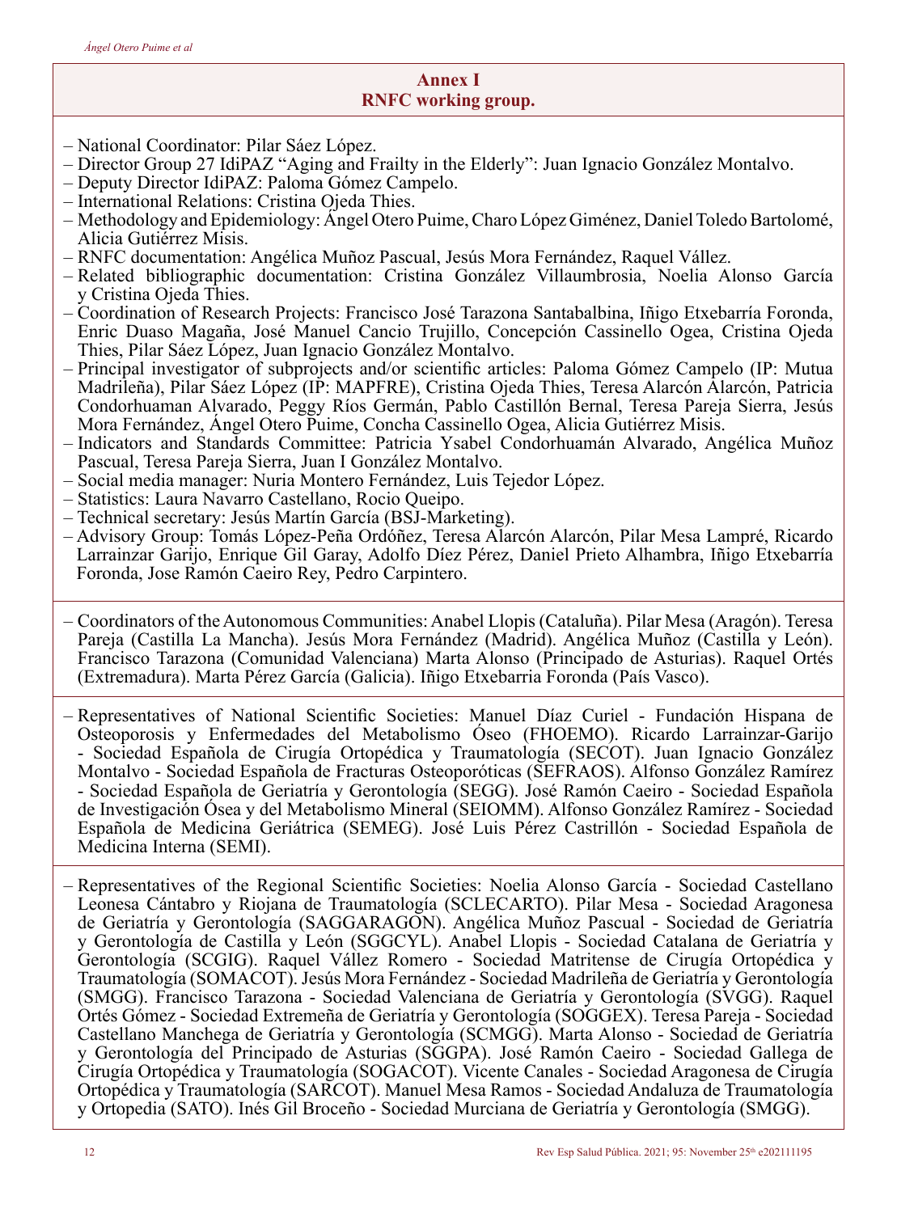## Annex I
## RNFC working group.

- National Coordinator: Pilar Sáez López.
- Director Group 27 IdiPAZ "Aging and Frailty in the Elderly": Juan Ignacio González Montalvo.
- Deputy Director IdiPAZ: Paloma Gómez Campelo.
- International Relations: Cristina Ojeda Thies.
- Methodology and Epidemiology: Ángel Otero Puime, Charo López Giménez, Daniel Toledo Bartolomé, Alicia Gutiérrez Misis.
- RNFC documentation: Angélica Muñoz Pascual, Jesús Mora Fernández, Raquel Vállez.
- Related bibliographic documentation: Cristina González Villaumbrosia, Noelia Alonso García y Cristina Ojeda Thies.
- Coordination of Research Projects: Francisco José Tarazona Santabalbina, Iñigo Etxebarría Foronda, Enric Duaso Magaña, José Manuel Cancio Trujillo, Concepción Cassinello Ogea, Cristina Ojeda Thies, Pilar Sáez López, Juan Ignacio González Montalvo.
- Principal investigator of subprojects and/or scientific articles: Paloma Gómez Campelo (IP: Mutua Madrileña), Pilar Sáez López (IP: MAPFRE), Cristina Ojeda Thies, Teresa Alarcón Alarcón, Patricia Condorhuaman Alvarado, Peggy Ríos Germán, Pablo Castillón Bernal, Teresa Pareja Sierra, Jesús Mora Fernández, Ángel Otero Puime, Concha Cassinello Ogea, Alicia Gutiérrez Misis.
- Indicators and Standards Committee: Patricia Ysabel Condorhuamán Alvarado, Angélica Muñoz Pascual, Teresa Pareja Sierra, Juan I González Montalvo.
- Social media manager: Nuria Montero Fernández, Luis Tejedor López.
- Statistics: Laura Navarro Castellano, Rocio Queipo.
- Technical secretary: Jesús Martín García (BSJ-Marketing).
- Advisory Group: Tomás López-Peña Ordóñez, Teresa Alarcón Alarcón, Pilar Mesa Lampré, Ricardo Larrainzar Garijo, Enrique Gil Garay, Adolfo Díez Pérez, Daniel Prieto Alhambra, Iñigo Etxebarría Foronda, Jose Ramón Caeiro Rey, Pedro Carpintero.

- Coordinators of the Autonomous Communities: Anabel Llopis (Cataluña). Pilar Mesa (Aragón). Teresa Pareja (Castilla La Mancha). Jesús Mora Fernández (Madrid). Angélica Muñoz (Castilla y León). Francisco Tarazona (Comunidad Valenciana) Marta Alonso (Principado de Asturias). Raquel Ortés (Extremadura). Marta Pérez García (Galicia). Iñigo Etxebarria Foronda (País Vasco).

- Representatives of National Scientific Societies: Manuel Díaz Curiel - Fundación Hispana de Osteoporosis y Enfermedades del Metabolismo Óseo (FHOEMO). Ricardo Larrainzar-Garijo - Sociedad Española de Cirugía Ortopédica y Traumatología (SECOT). Juan Ignacio González Montalvo - Sociedad Española de Fracturas Osteoporóticas (SEFRAOS). Alfonso González Ramírez - Sociedad Española de Geriatría y Gerontología (SEGG). José Ramón Caeiro - Sociedad Española de Investigación Ósea y del Metabolismo Mineral (SEIOMM). Alfonso González Ramírez - Sociedad Española de Medicina Geriátrica (SEMEG). José Luis Pérez Castrillón - Sociedad Española de Medicina Interna (SEMI).

- Representatives of the Regional Scientific Societies: Noelia Alonso García - Sociedad Castellano Leonesa Cántabro y Riojana de Traumatología (SCLECARTO). Pilar Mesa - Sociedad Aragonesa de Geriatría y Gerontología (SAGGARAGON). Angélica Muñoz Pascual - Sociedad de Geriatría y Gerontología de Castilla y León (SGGCYL). Anabel Llopis - Sociedad Catalana de Geriatría y Gerontología (SCGIG). Raquel Vállez Romero - Sociedad Matritense de Cirugía Ortopédica y Traumatología (SOMACOT). Jesús Mora Fernández - Sociedad Madrileña de Geriatría y Gerontología (SMGG). Francisco Tarazona - Sociedad Valenciana de Geriatría y Gerontología (SVGG). Raquel Ortés Gómez - Sociedad Extremeña de Geriatría y Gerontología (SOGGEX). Teresa Pareja - Sociedad Castellano Manchega de Geriatría y Gerontología (SCMGG). Marta Alonso - Sociedad de Geriatría y Gerontología del Principado de Asturias (SGGPA). José Ramón Caeiro - Sociedad Gallega de Cirugía Ortopédica y Traumatología (SOGACOT). Vicente Canales - Sociedad Aragonesa de Cirugía Ortopédica y Traumatología (SARCOT). Manuel Mesa Ramos - Sociedad Andaluza de Traumatología y Ortopedia (SATO). Inés Gil Broceño - Sociedad Murciana de Geriatría y Gerontología (SMGG).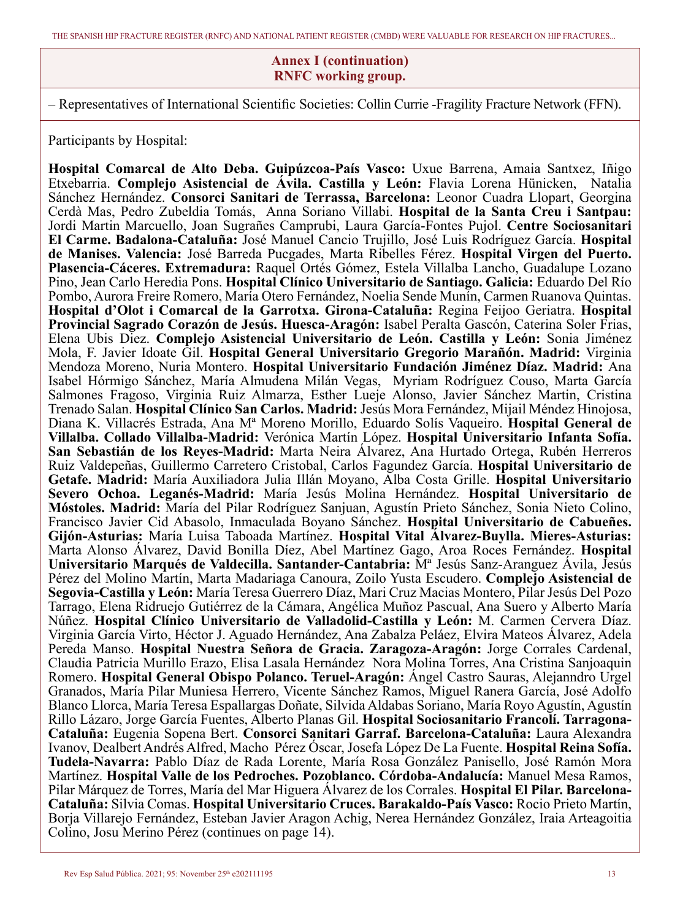**Annex I (continuation)**
**RNFC working group.**

– Representatives of International Scientific Societies: Collin Currie -Fragility Fracture Network (FFN).

Participants by Hospital:

**Hospital Comarcal de Alto Deba. Guipúzcoa-País Vasco:** Uxue Barrena, Amaia Santxez, Iñigo Etxebarria. **Complejo Asistencial de Ávila. Castilla y León:** Flavia Lorena Hünicken, Natalia Sánchez Hernández. **Consorci Sanitari de Terrassa, Barcelona:** Leonor Cuadra Llopart, Georgina Cerdà Mas, Pedro Zubeldia Tomás, Anna Soriano Villabi. **Hospital de la Santa Creu i Santpau:** Jordi Martin Marcuello, Joan Sugrañes Camprubi, Laura García-Fontes Pujol. **Centre Sociosanitari El Carme. Badalona-Cataluña:** José Manuel Cancio Trujillo, José Luis Rodríguez García. **Hospital de Manises. Valencia:** José Barreda Pucgades, Marta Ribelles Férez. **Hospital Virgen del Puerto. Plasencia-Cáceres. Extremadura:** Raquel Ortés Gómez, Estela Villalba Lancho, Guadalupe Lozano Pino, Jean Carlo Heredia Pons. **Hospital Clínico Universitario de Santiago. Galicia:** Eduardo Del Río Pombo, Aurora Freire Romero, María Otero Fernández, Noelia Sende Munín, Carmen Ruanova Quintas. **Hospital d'Olot i Comarcal de la Garrotxa. Girona-Cataluña:** Regina Feijoo Geriatra. **Hospital Provincial Sagrado Corazón de Jesús. Huesca-Aragón:** Isabel Peralta Gascón, Caterina Soler Frias, Elena Ubis Diez. **Complejo Asistencial Universitario de León. Castilla y León:** Sonia Jiménez Mola, F. Javier Idoate Gil. **Hospital General Universitario Gregorio Marañón. Madrid:** Virginia Mendoza Moreno, Nuria Montero. **Hospital Universitario Fundación Jiménez Díaz. Madrid:** Ana Isabel Hórmigo Sánchez, María Almudena Milán Vegas, Myriam Rodríguez Couso, Marta García Salmones Fragoso, Virginia Ruiz Almarza, Esther Lueje Alonso, Javier Sánchez Martin, Cristina Trenado Salan. **Hospital Clínico San Carlos. Madrid:** Jesús Mora Fernández, Mijail Méndez Hinojosa, Diana K. Villacrés Estrada, Ana Mª Moreno Morillo, Eduardo Solís Vaqueiro. **Hospital General de Villalba. Collado Villalba-Madrid:** Verónica Martín López. **Hospital Universitario Infanta Sofía. San Sebastián de los Reyes-Madrid:** Marta Neira Álvarez, Ana Hurtado Ortega, Rubén Herreros Ruiz Valdepeñas, Guillermo Carretero Cristobal, Carlos Fagundez García. **Hospital Universitario de Getafe. Madrid:** María Auxiliadora Julia Illán Moyano, Alba Costa Grille. **Hospital Universitario Severo Ochoa. Leganés-Madrid:** María Jesús Molina Hernández. **Hospital Universitario de Móstoles. Madrid:** María del Pilar Rodríguez Sanjuan, Agustín Prieto Sánchez, Sonia Nieto Colino, Francisco Javier Cid Abasolo, Inmaculada Boyano Sánchez. **Hospital Universitario de Cabueñes. Gijón-Asturias:** María Luisa Taboada Martínez. **Hospital Vital Álvarez-Buylla. Mieres-Asturias:** Marta Alonso Álvarez, David Bonilla Díez, Abel Martínez Gago, Aroa Roces Fernández. **Hospital Universitario Marqués de Valdecilla. Santander-Cantabria:** Mª Jesús Sanz-Aranguez Ávila, Jesús Pérez del Molino Martín, Marta Madariaga Canoura, Zoilo Yusta Escudero. **Complejo Asistencial de Segovia-Castilla y León:** María Teresa Guerrero Díaz, Mari Cruz Macias Montero, Pilar Jesús Del Pozo Tarrago, Elena Ridruejo Gutiérrez de la Cámara, Angélica Muñoz Pascual, Ana Suero y Alberto María Núñez. **Hospital Clínico Universitario de Valladolid-Castilla y León:** M. Carmen Cervera Díaz. Virginia García Virto, Héctor J. Aguado Hernández, Ana Zabalza Peláez, Elvira Mateos Álvarez, Adela Pereda Manso. **Hospital Nuestra Señora de Gracia. Zaragoza-Aragón:** Jorge Corrales Cardenal, Claudia Patricia Murillo Erazo, Elisa Lasala Hernández Nora Molina Torres, Ana Cristina Sanjoaquin Romero. **Hospital General Obispo Polanco. Teruel-Aragón:** Ángel Castro Sauras, Alejanndro Urgel Granados, María Pilar Muniesa Herrero, Vicente Sánchez Ramos, Miguel Ranera García, José Adolfo Blanco Llorca, María Teresa Espallargas Doñate, Silvida Aldabas Soriano, María Royo Agustín, Agustín Rillo Lázaro, Jorge García Fuentes, Alberto Planas Gil. **Hospital Sociosanitario Francolí. Tarragona-Cataluña:** Eugenia Sopena Bert. **Consorci Sanitari Garraf. Barcelona-Cataluña:** Laura Alexandra Ivanov, Dealbert Andrés Alfred, Macho Pérez Óscar, Josefa López De La Fuente. **Hospital Reina Sofía. Tudela-Navarra:** Pablo Díaz de Rada Lorente, María Rosa González Panisello, José Ramón Mora Martínez. **Hospital Valle de los Pedroches. Pozoblanco. Córdoba-Andalucía:** Manuel Mesa Ramos, Pilar Márquez de Torres, María del Mar Higuera Álvarez de los Corrales. **Hospital El Pilar. Barcelona-Cataluña:** Silvia Comas. **Hospital Universitario Cruces. Barakaldo-País Vasco:** Rocio Prieto Martín, Borja Villarejo Fernández, Esteban Javier Aragon Achig, Nerea Hernández González, Iraia Arteagoitia Colino, Josu Merino Pérez (continues on page 14).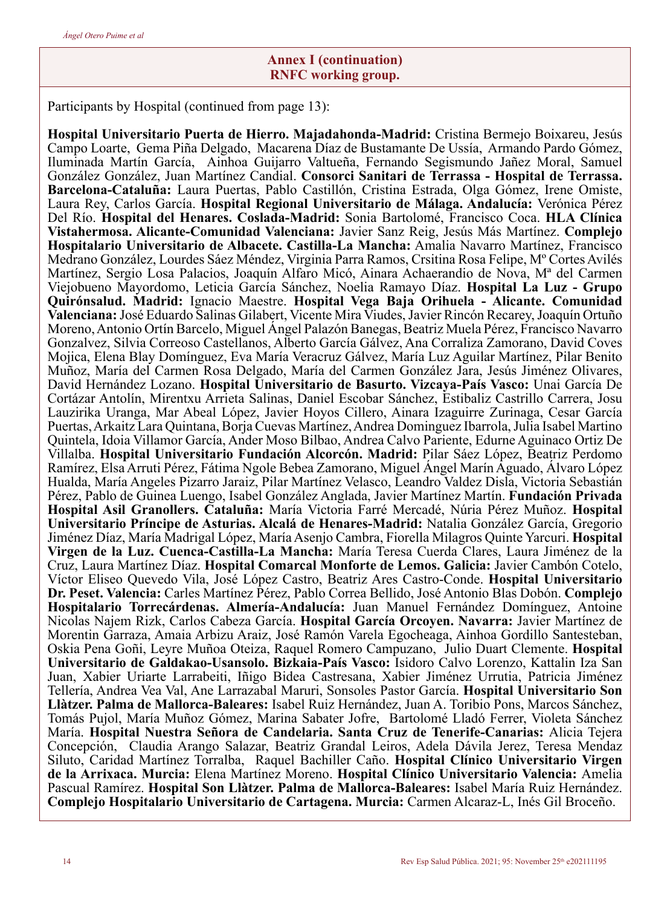## Annex I (continuation)
## RNFC working group.

Participants by Hospital (continued from page 13):

**Hospital Universitario Puerta de Hierro. Majadahonda-Madrid:** Cristina Bermejo Boixareu, Jesús Campo Loarte, Gema Piña Delgado, Macarena Díaz de Bustamante De Ussía, Armando Pardo Gómez, Iluminada Martín García, Ainhoa Guijarro Valtueña, Fernando Segismundo Jañez Moral, Samuel González González, Juan Martínez Candial. **Consorci Sanitari de Terrassa - Hospital de Terrassa. Barcelona-Cataluña:** Laura Puertas, Pablo Castillón, Cristina Estrada, Olga Gómez, Irene Omiste, Laura Rey, Carlos García. **Hospital Regional Universitario de Málaga. Andalucía:** Verónica Pérez Del Río. **Hospital del Henares. Coslada-Madrid:** Sonia Bartolomé, Francisco Coca. **HLA Clínica Vistahermosa. Alicante-Comunidad Valenciana:** Javier Sanz Reig, Jesús Más Martínez. **Complejo Hospitalario Universitario de Albacete. Castilla-La Mancha:** Amalia Navarro Martínez, Francisco Medrano González, Lourdes Sáez Méndez, Virginia Parra Ramos, Crsitina Rosa Felipe, Mº Cortes Avilés Martínez, Sergio Losa Palacios, Joaquín Alfaro Micó, Ainara Achaerandio de Nova, Mª del Carmen Viejobueno Mayordomo, Leticia García Sánchez, Noelia Ramayo Díaz. **Hospital La Luz - Grupo Quirónsalud. Madrid:** Ignacio Maestre. **Hospital Vega Baja Orihuela - Alicante. Comunidad Valenciana:** José Eduardo Salinas Gilabert, Vicente Mira Viudes, Javier Rincón Recarey, Joaquín Ortuño Moreno, Antonio Ortín Barcelo, Miguel Ángel Palazón Banegas, Beatriz Muela Pérez, Francisco Navarro Gonzalvez, Silvia Correoso Castellanos, Alberto García Gálvez, Ana Corraliza Zamorano, David Coves Mojica, Elena Blay Domínguez, Eva María Veracruz Gálvez, María Luz Aguilar Martínez, Pilar Benito Muñoz, María del Carmen Rosa Delgado, María del Carmen González Jara, Jesús Jiménez Olivares, David Hernández Lozano. **Hospital Universitario de Basurto. Vizcaya-País Vasco:** Unai García De Cortázar Antolín, Mirentxu Arrieta Salinas, Daniel Escobar Sánchez, Estibaliz Castrillo Carrera, Josu Lauzirika Uranga, Mar Abeal López, Javier Hoyos Cillero, Ainara Izaguirre Zurinaga, Cesar García Puertas, Arkaitz Lara Quintana, Borja Cuevas Martínez, Andrea Dominguez Ibarrola, Julia Isabel Martino Quintela, Idoia Villamor García, Ander Moso Bilbao, Andrea Calvo Pariente, Edurne Aguinaco Ortiz De Villalba. **Hospital Universitario Fundación Alcorcón. Madrid:** Pilar Sáez López, Beatriz Perdomo Ramírez, Elsa Arruti Pérez, Fátima Ngole Bebea Zamorano, Miguel Ángel Marín Aguado, Álvaro López Hualda, María Angeles Pizarro Jaraiz, Pilar Martínez Velasco, Leandro Valdez Disla, Victoria Sebastián Pérez, Pablo de Guinea Luengo, Isabel González Anglada, Javier Martínez Martín. **Fundación Privada Hospital Asil Granollers. Cataluña:** María Victoria Farré Mercadé, Núria Pérez Muñoz. **Hospital Universitario Príncipe de Asturias. Alcalá de Henares-Madrid:** Natalia González García, Gregorio Jiménez Díaz, María Madrigal López, María Asenjo Cambra, Fiorella Milagros Quinte Yarcuri. **Hospital Virgen de la Luz. Cuenca-Castilla-La Mancha:** María Teresa Cuerda Clares, Laura Jiménez de la Cruz, Laura Martínez Díaz. **Hospital Comarcal Monforte de Lemos. Galicia:** Javier Cambón Cotelo, Víctor Eliseo Quevedo Vila, José López Castro, Beatriz Ares Castro-Conde. **Hospital Universitario Dr. Peset. Valencia:** Carles Martínez Pérez, Pablo Correa Bellido, José Antonio Blas Dobón. **Complejo Hospitalario Torrecárdenas. Almería-Andalucía:** Juan Manuel Fernández Domínguez, Antoine Nicolas Najem Rizk, Carlos Cabeza García. **Hospital García Orcoyen. Navarra:** Javier Martínez de Morentin Garraza, Amaia Arbizu Araiz, José Ramón Varela Egocheaga, Ainhoa Gordillo Santesteban, Oskia Pena Goñi, Leyre Muñoa Oteiza, Raquel Romero Campuzano, Julio Duart Clemente. **Hospital Universitario de Galdakao-Usansolo. Bizkaia-País Vasco:** Isidoro Calvo Lorenzo, Kattalin Iza San Juan, Xabier Uriarte Larrabeiti, Iñigo Bidea Castresana, Xabier Jiménez Urrutia, Patricia Jiménez Tellería, Andrea Vea Val, Ane Larrazabal Maruri, Sonsoles Pastor García. **Hospital Universitario Son Llàtzer. Palma de Mallorca-Baleares:** Isabel Ruiz Hernández, Juan A. Toribio Pons, Marcos Sánchez, Tomás Pujol, María Muñoz Gómez, Marina Sabater Jofre, Bartolomé Lladó Ferrer, Violeta Sánchez María. **Hospital Nuestra Señora de Candelaria. Santa Cruz de Tenerife-Canarias:** Alicia Tejera Concepción, Claudia Arango Salazar, Beatriz Grandal Leiros, Adela Dávila Jerez, Teresa Mendaz Siluto, Caridad Martínez Torralba, Raquel Bachiller Caño. **Hospital Clínico Universitario Virgen de la Arrixaca. Murcia:** Elena Martínez Moreno. **Hospital Clínico Universitario Valencia:** Amelia Pascual Ramírez. **Hospital Son Llàtzer. Palma de Mallorca-Baleares:** Isabel María Ruiz Hernández. **Complejo Hospitalario Universitario de Cartagena. Murcia:** Carmen Alcaraz-L, Inés Gil Broceño.